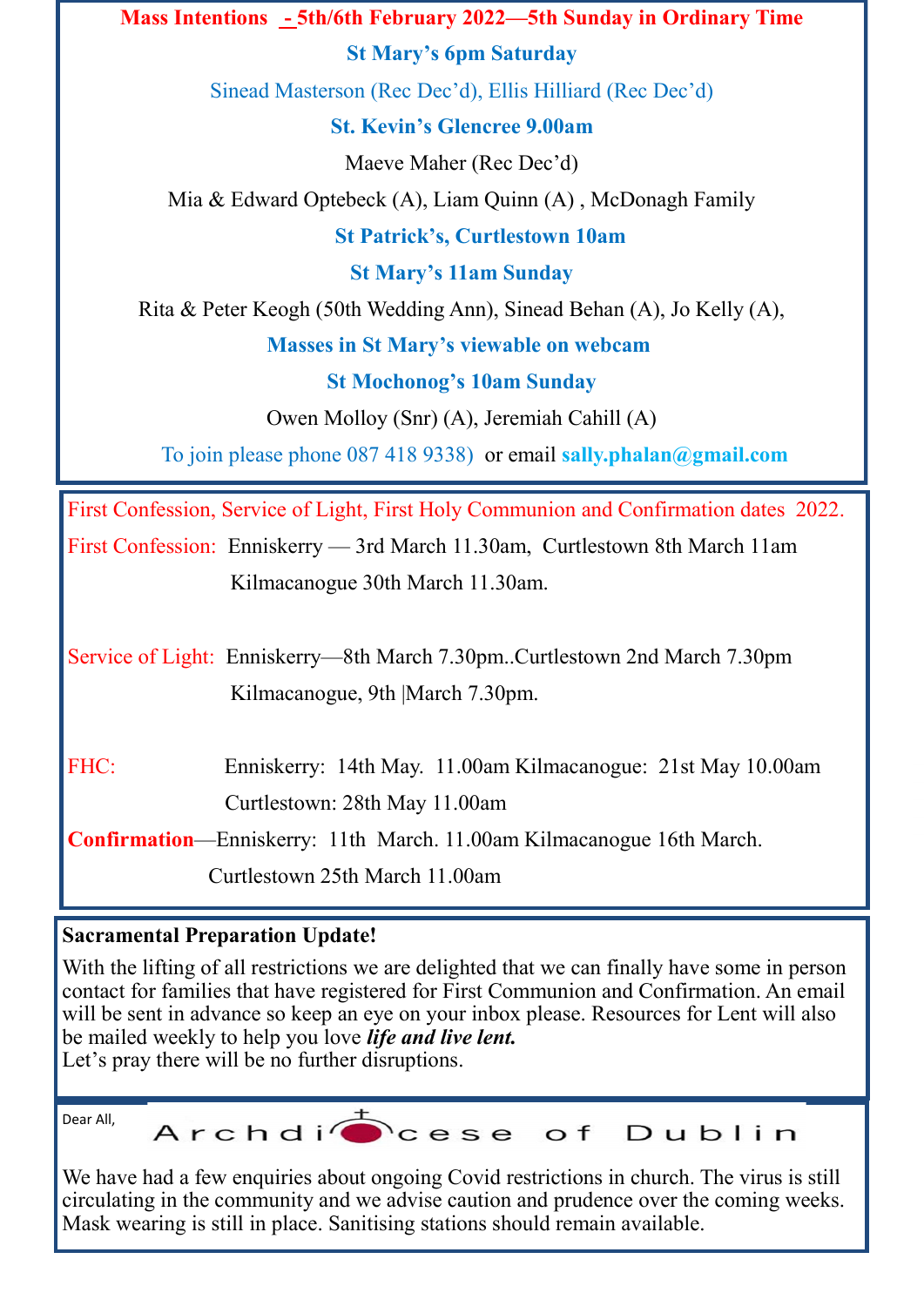## Mass Intentions - 5th/6th February 2022—5th Sunday in Ordinary Time

**St Mary's 6pm Saturday**

Sinead Masterson (Rec Dec'd), Ellis Hilliard (Rec Dec'd)

**St. Kevin's Glencree 9.00am**

Maeve Maher (Rec Dec'd)

Mia & Edward Optebeck (A), Liam Quinn (A) , McDonagh Family

**St Patrick's, Curtlestown 10am**

**St Mary's 11am Sunday**

Rita & Peter Keogh (50th Wedding Ann), Sinead Behan (A), Jo Kelly (A),

**Masses in St Mary's viewable on webcam**

**St Mochonog's 10am Sunday**

Owen Molloy (Snr) (A), Jeremiah Cahill (A)

To join please phone 087 418 9338) or email **sally.phalan@gmail.com**

---

First Confession, Service of Light, First Holy Communion and Confirmation dates 2022.

First Confession: Enniskerry — 3rd March 11.30am, Curtlestown 8th March 11am
Kilmacanogue 30th March 11.30am.

Service of Light: Enniskerry—8th March 7.30pm..Curtlestown 2nd March 7.30pm
Kilmacanogue, 9th |March 7.30pm.

FHC: Enniskerry: 14th May. 11.00am Kilmacanogue: 21st May 10.00am
Curtlestown: 28th May 11.00am

**Confirmation**—Enniskerry: 11th March. 11.00am Kilmacanogue 16th March.
Curtlestown 25th March 11.00am

---

**Sacramental Preparation Update!**

With the lifting of all restrictions we are delighted that we can finally have some in person contact for families that have registered for First Communion and Confirmation. An email will be sent in advance so keep an eye on your inbox please. Resources for Lent will also be mailed weekly to help you love ***life and live lent.***
Let's pray there will be no further disruptions.

---

Dear All,

Archdiocese of Dublin

We have had a few enquiries about ongoing Covid restrictions in church. The virus is still circulating in the community and we advise caution and prudence over the coming weeks. Mask wearing is still in place. Sanitising stations should remain available.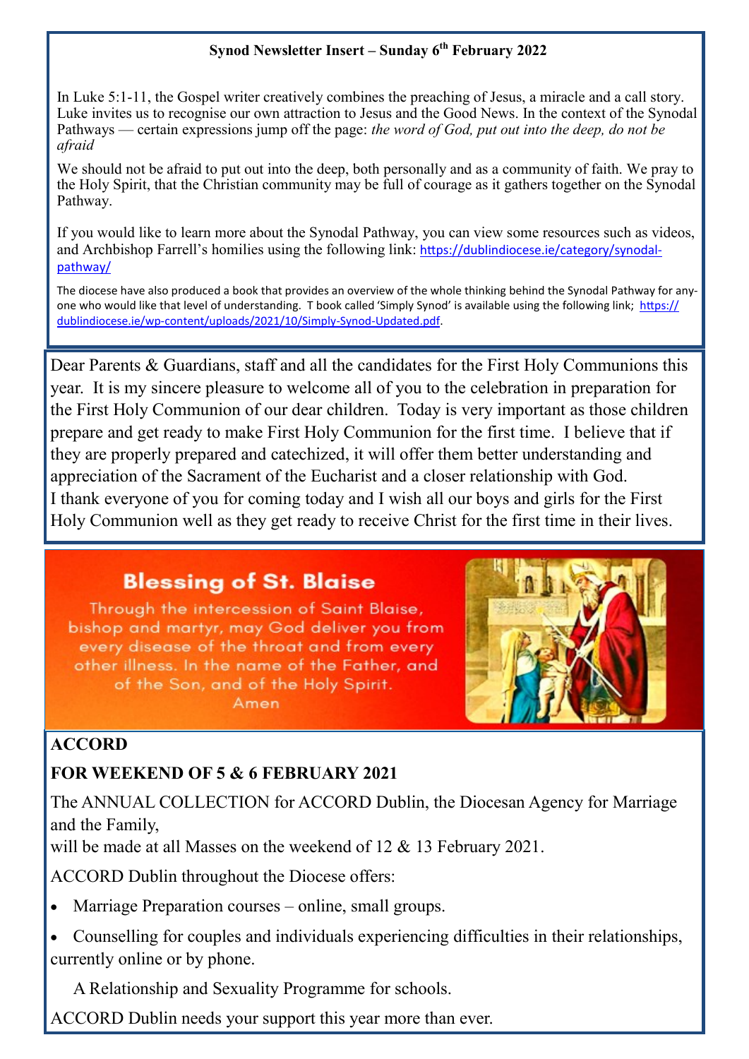**Synod Newsletter Insert – Sunday 6th February 2022**

In Luke 5:1-11, the Gospel writer creatively combines the preaching of Jesus, a miracle and a call story. Luke invites us to recognise our own attraction to Jesus and the Good News. In the context of the Synodal Pathways — certain expressions jump off the page: *the word of God, put out into the deep, do not be afraid*

We should not be afraid to put out into the deep, both personally and as a community of faith. We pray to the Holy Spirit, that the Christian community may be full of courage as it gathers together on the Synodal Pathway.

If you would like to learn more about the Synodal Pathway, you can view some resources such as videos, and Archbishop Farrell's homilies using the following link: https://dublindiocese.ie/category/synodal-pathway/

The diocese have also produced a book that provides an overview of the whole thinking behind the Synodal Pathway for anyone who would like that level of understanding. T book called 'Simply Synod' is available using the following link; https://dublindiocese.ie/wp-content/uploads/2021/10/Simply-Synod-Updated.pdf.

Dear Parents & Guardians, staff and all the candidates for the First Holy Communions this year. It is my sincere pleasure to welcome all of you to the celebration in preparation for the First Holy Communion of our dear children. Today is very important as those children prepare and get ready to make First Holy Communion for the first time. I believe that if they are properly prepared and catechized, it will offer them better understanding and appreciation of the Sacrament of the Eucharist and a closer relationship with God.
I thank everyone of you for coming today and I wish all our boys and girls for the First Holy Communion well as they get ready to receive Christ for the first time in their lives.

## Blessing of St. Blaise

Through the intercession of Saint Blaise, bishop and martyr, may God deliver you from every disease of the throat and from every other illness. In the name of the Father, and of the Son, and of the Holy Spirit. Amen

**ACCORD**

**FOR WEEKEND OF 5 & 6 FEBRUARY 2021**

The ANNUAL COLLECTION for ACCORD Dublin, the Diocesan Agency for Marriage and the Family,
will be made at all Masses on the weekend of 12 & 13 February 2021.

ACCORD Dublin throughout the Diocese offers:

- Marriage Preparation courses – online, small groups.
- Counselling for couples and individuals experiencing difficulties in their relationships, currently online or by phone.
- A Relationship and Sexuality Programme for schools.

ACCORD Dublin needs your support this year more than ever.